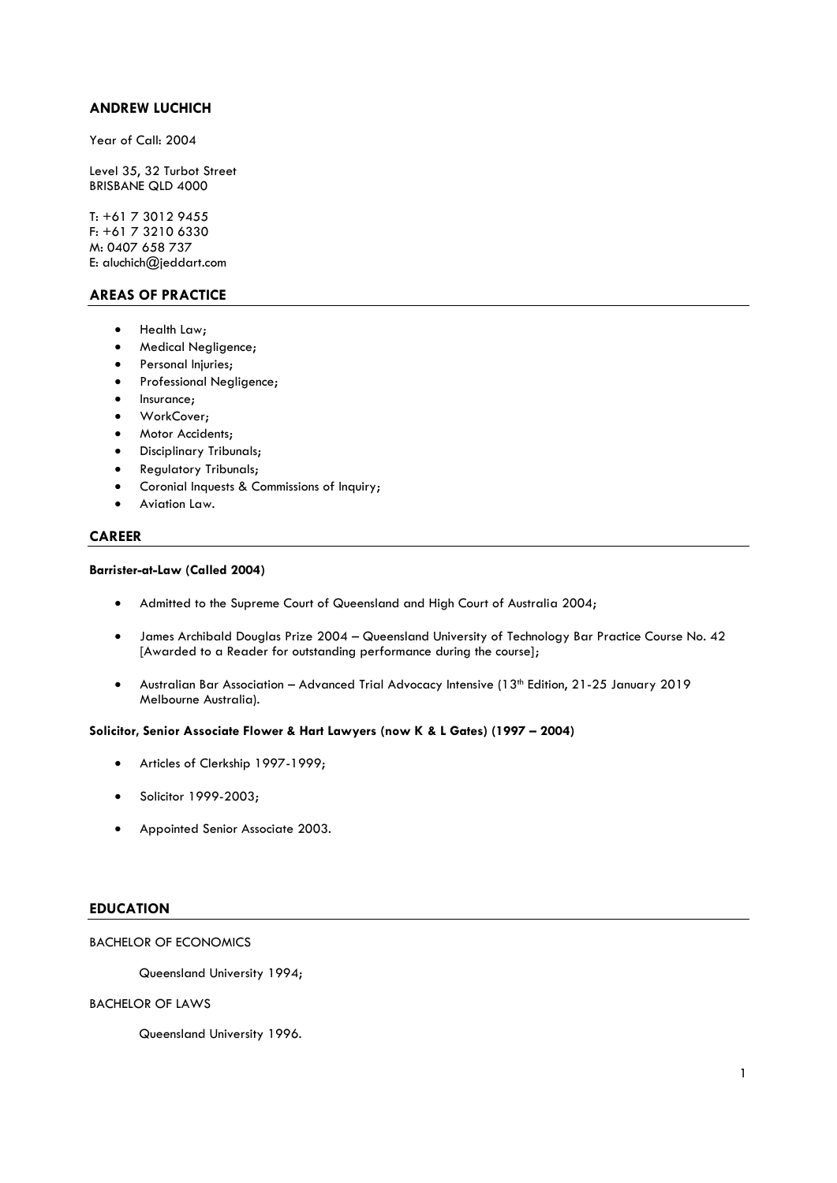# ANDREW LUCHICH

Year of Call: 2004

Level 35, 32 Turbot Street
BRISBANE QLD 4000

T: +61 7 3012 9455
F: +61 7 3210 6330
M: 0407 658 737
E: aluchich@jeddart.com

## AREAS OF PRACTICE

- Health Law;
- Medical Negligence;
- Personal Injuries;
- Professional Negligence;
- Insurance;
- WorkCover;
- Motor Accidents;
- Disciplinary Tribunals;
- Regulatory Tribunals;
- Coronial Inquests & Commissions of Inquiry;
- Aviation Law.

## CAREER

**Barrister-at-Law (Called 2004)**

- Admitted to the Supreme Court of Queensland and High Court of Australia 2004;
- James Archibald Douglas Prize 2004 – Queensland University of Technology Bar Practice Course No. 42 [Awarded to a Reader for outstanding performance during the course];
- Australian Bar Association – Advanced Trial Advocacy Intensive (13th Edition, 21-25 January 2019 Melbourne Australia).

**Solicitor, Senior Associate Flower & Hart Lawyers (now K & L Gates) (1997 – 2004)**

- Articles of Clerkship 1997-1999;
- Solicitor 1999-2003;
- Appointed Senior Associate 2003.

## EDUCATION

BACHELOR OF ECONOMICS

Queensland University 1994;

BACHELOR OF LAWS

Queensland University 1996.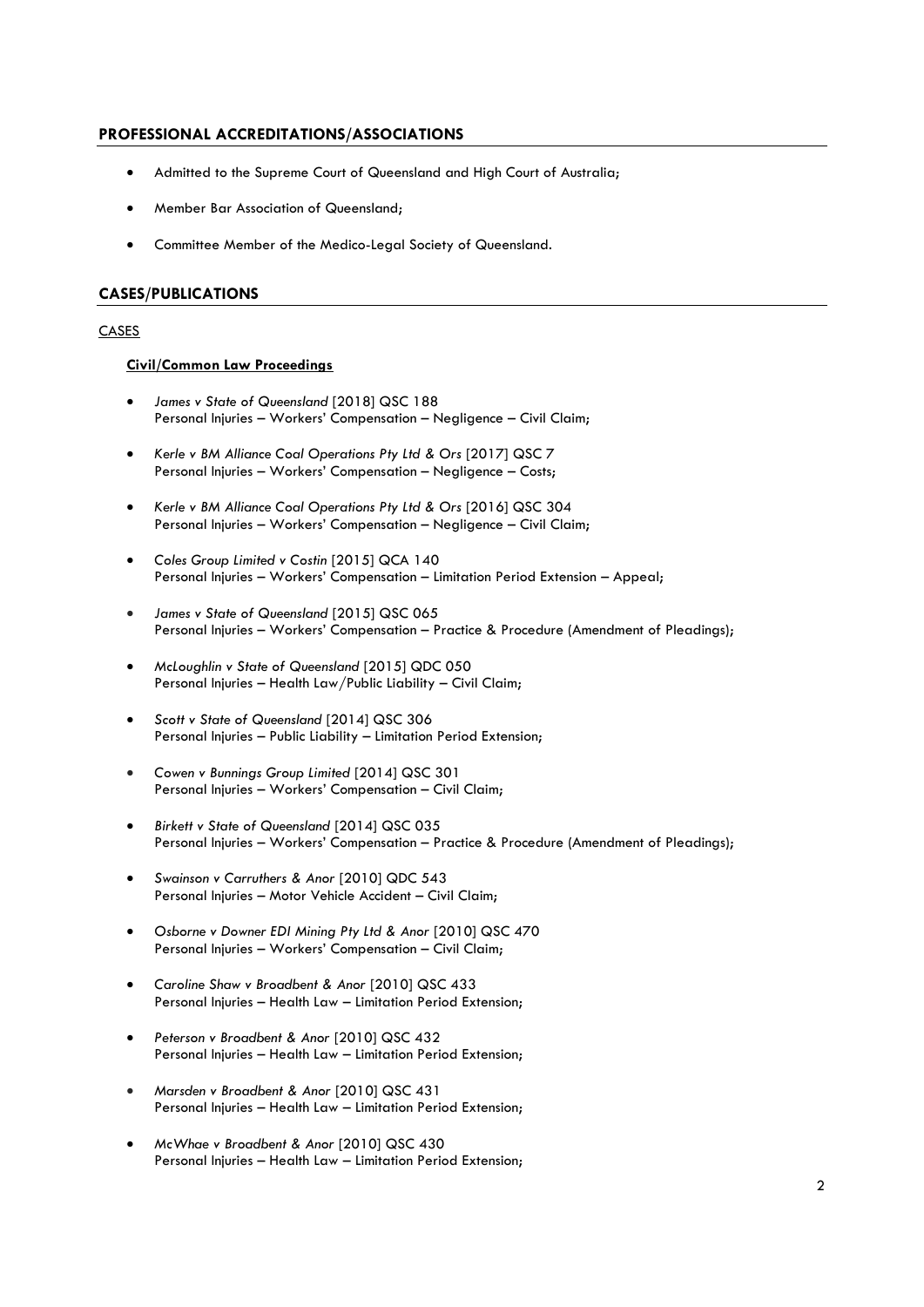## PROFESSIONAL ACCREDITATIONS/ASSOCIATIONS

- Admitted to the Supreme Court of Queensland and High Court of Australia;
- Member Bar Association of Queensland;
- Committee Member of the Medico-Legal Society of Queensland.

## CASES/PUBLICATIONS

CASES

**Civil/Common Law Proceedings**

- *James v State of Queensland* [2018] QSC 188
  Personal Injuries – Workers' Compensation – Negligence – Civil Claim;
- *Kerle v BM Alliance Coal Operations Pty Ltd & Ors* [2017] QSC 7
  Personal Injuries – Workers' Compensation – Negligence – Costs;
- *Kerle v BM Alliance Coal Operations Pty Ltd & Ors* [2016] QSC 304
  Personal Injuries – Workers' Compensation – Negligence – Civil Claim;
- *Coles Group Limited v Costin* [2015] QCA 140
  Personal Injuries – Workers' Compensation – Limitation Period Extension – Appeal;
- *James v State of Queensland* [2015] QSC 065
  Personal Injuries – Workers' Compensation – Practice & Procedure (Amendment of Pleadings);
- *McLoughlin v State of Queensland* [2015] QDC 050
  Personal Injuries – Health Law/Public Liability – Civil Claim;
- *Scott v State of Queensland* [2014] QSC 306
  Personal Injuries – Public Liability – Limitation Period Extension;
- *Cowen v Bunnings Group Limited* [2014] QSC 301
  Personal Injuries – Workers' Compensation – Civil Claim;
- *Birkett v State of Queensland* [2014] QSC 035
  Personal Injuries – Workers' Compensation – Practice & Procedure (Amendment of Pleadings);
- *Swainson v Carruthers & Anor* [2010] QDC 543
  Personal Injuries – Motor Vehicle Accident – Civil Claim;
- *Osborne v Downer EDI Mining Pty Ltd & Anor* [2010] QSC 470
  Personal Injuries – Workers' Compensation – Civil Claim;
- *Caroline Shaw v Broadbent & Anor* [2010] QSC 433
  Personal Injuries – Health Law – Limitation Period Extension;
- *Peterson v Broadbent & Anor* [2010] QSC 432
  Personal Injuries – Health Law – Limitation Period Extension;
- *Marsden v Broadbent & Anor* [2010] QSC 431
  Personal Injuries – Health Law – Limitation Period Extension;
- *McWhae v Broadbent & Anor* [2010] QSC 430
  Personal Injuries – Health Law – Limitation Period Extension;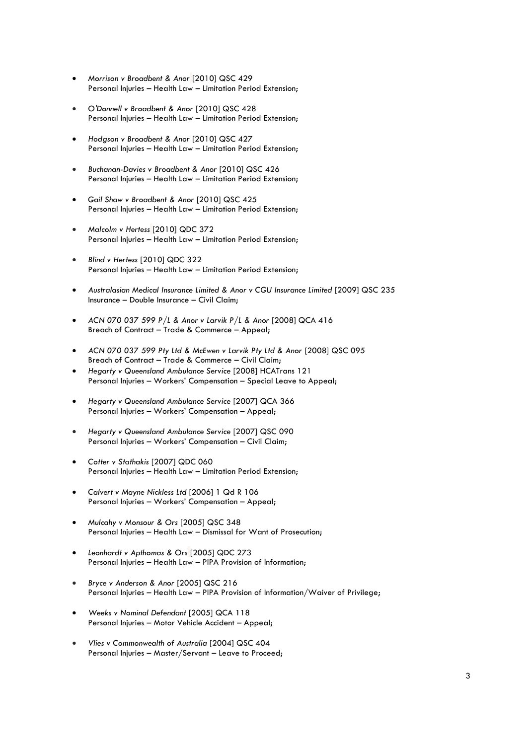- *Morrison v Broadbent & Anor* [2010] QSC 429
  Personal Injuries – Health Law – Limitation Period Extension;

- *O'Donnell v Broadbent & Anor* [2010] QSC 428
  Personal Injuries – Health Law – Limitation Period Extension;

- *Hodgson v Broadbent & Anor* [2010] QSC 427
  Personal Injuries – Health Law – Limitation Period Extension;

- *Buchanan-Davies v Broadbent & Anor* [2010] QSC 426
  Personal Injuries – Health Law – Limitation Period Extension;

- *Gail Shaw v Broadbent & Anor* [2010] QSC 425
  Personal Injuries – Health Law – Limitation Period Extension;

- *Malcolm v Hertess* [2010] QDC 372
  Personal Injuries – Health Law – Limitation Period Extension;

- *Blind v Hertess* [2010] QDC 322
  Personal Injuries – Health Law – Limitation Period Extension;

- *Australasian Medical Insurance Limited & Anor v CGU Insurance Limited* [2009] QSC 235
  Insurance – Double Insurance – Civil Claim;

- *ACN 070 037 599 P/L & Anor v Larvik P/L & Anor* [2008] QCA 416
  Breach of Contract – Trade & Commerce – Appeal;

- *ACN 070 037 599 Pty Ltd & McEwen v Larvik Pty Ltd & Anor* [2008] QSC 095
  Breach of Contract – Trade & Commerce – Civil Claim;
- *Hegarty v Queensland Ambulance Service* [2008] HCATrans 121
  Personal Injuries – Workers' Compensation – Special Leave to Appeal;

- *Hegarty v Queensland Ambulance Service* [2007] QCA 366
  Personal Injuries – Workers' Compensation – Appeal;

- *Hegarty v Queensland Ambulance Service* [2007] QSC 090
  Personal Injuries – Workers' Compensation – Civil Claim;

- *Cotter v Stathakis* [2007] QDC 060
  Personal Injuries – Health Law – Limitation Period Extension;

- *Calvert v Mayne Nickless Ltd* [2006] 1 Qd R 106
  Personal Injuries – Workers' Compensation – Appeal;

- *Mulcahy v Monsour & Ors* [2005] QSC 348
  Personal Injuries – Health Law – Dismissal for Want of Prosecution;

- *Leonhardt v Apthomas & Ors* [2005] QDC 273
  Personal Injuries – Health Law – PIPA Provision of Information;

- *Bryce v Anderson & Anor* [2005] QSC 216
  Personal Injuries – Health Law – PIPA Provision of Information/Waiver of Privilege;

- *Weeks v Nominal Defendant* [2005] QCA 118
  Personal Injuries – Motor Vehicle Accident – Appeal;

- *Vlies v Commonwealth of Australia* [2004] QSC 404
  Personal Injuries – Master/Servant – Leave to Proceed;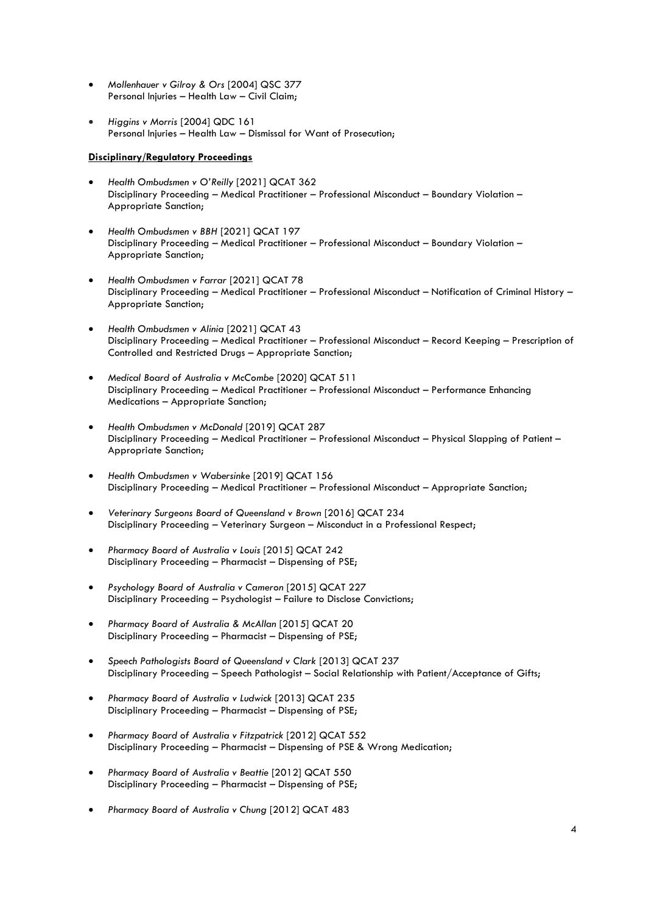- *Mollenhauer v Gilroy & Ors* [2004] QSC 377
  Personal Injuries – Health Law – Civil Claim;

- *Higgins v Morris* [2004] QDC 161
  Personal Injuries – Health Law – Dismissal for Want of Prosecution;

**<u>Disciplinary/Regulatory Proceedings</u>**

- *Health Ombudsmen v O'Reilly* [2021] QCAT 362
  Disciplinary Proceeding – Medical Practitioner – Professional Misconduct – Boundary Violation – Appropriate Sanction;

- *Health Ombudsmen v BBH* [2021] QCAT 197
  Disciplinary Proceeding – Medical Practitioner – Professional Misconduct – Boundary Violation – Appropriate Sanction;

- *Health Ombudsmen v Farrar* [2021] QCAT 78
  Disciplinary Proceeding – Medical Practitioner – Professional Misconduct – Notification of Criminal History – Appropriate Sanction;

- *Health Ombudsmen v Alinia* [2021] QCAT 43
  Disciplinary Proceeding – Medical Practitioner – Professional Misconduct – Record Keeping – Prescription of Controlled and Restricted Drugs – Appropriate Sanction;

- *Medical Board of Australia v McCombe* [2020] QCAT 511
  Disciplinary Proceeding – Medical Practitioner – Professional Misconduct – Performance Enhancing Medications – Appropriate Sanction;

- *Health Ombudsmen v McDonald* [2019] QCAT 287
  Disciplinary Proceeding – Medical Practitioner – Professional Misconduct – Physical Slapping of Patient – Appropriate Sanction;

- *Health Ombudsmen v Wabersinke* [2019] QCAT 156
  Disciplinary Proceeding – Medical Practitioner – Professional Misconduct – Appropriate Sanction;

- *Veterinary Surgeons Board of Queensland v Brown* [2016] QCAT 234
  Disciplinary Proceeding – Veterinary Surgeon – Misconduct in a Professional Respect;

- *Pharmacy Board of Australia v Louis* [2015] QCAT 242
  Disciplinary Proceeding – Pharmacist – Dispensing of PSE;

- *Psychology Board of Australia v Cameron* [2015] QCAT 227
  Disciplinary Proceeding – Psychologist – Failure to Disclose Convictions;

- *Pharmacy Board of Australia & McAllan* [2015] QCAT 20
  Disciplinary Proceeding – Pharmacist – Dispensing of PSE;

- *Speech Pathologists Board of Queensland v Clark* [2013] QCAT 237
  Disciplinary Proceeding – Speech Pathologist – Social Relationship with Patient/Acceptance of Gifts;

- *Pharmacy Board of Australia v Ludwick* [2013] QCAT 235
  Disciplinary Proceeding – Pharmacist – Dispensing of PSE;

- *Pharmacy Board of Australia v Fitzpatrick* [2012] QCAT 552
  Disciplinary Proceeding – Pharmacist – Dispensing of PSE & Wrong Medication;

- *Pharmacy Board of Australia v Beattie* [2012] QCAT 550
  Disciplinary Proceeding – Pharmacist – Dispensing of PSE;

- *Pharmacy Board of Australia v Chung* [2012] QCAT 483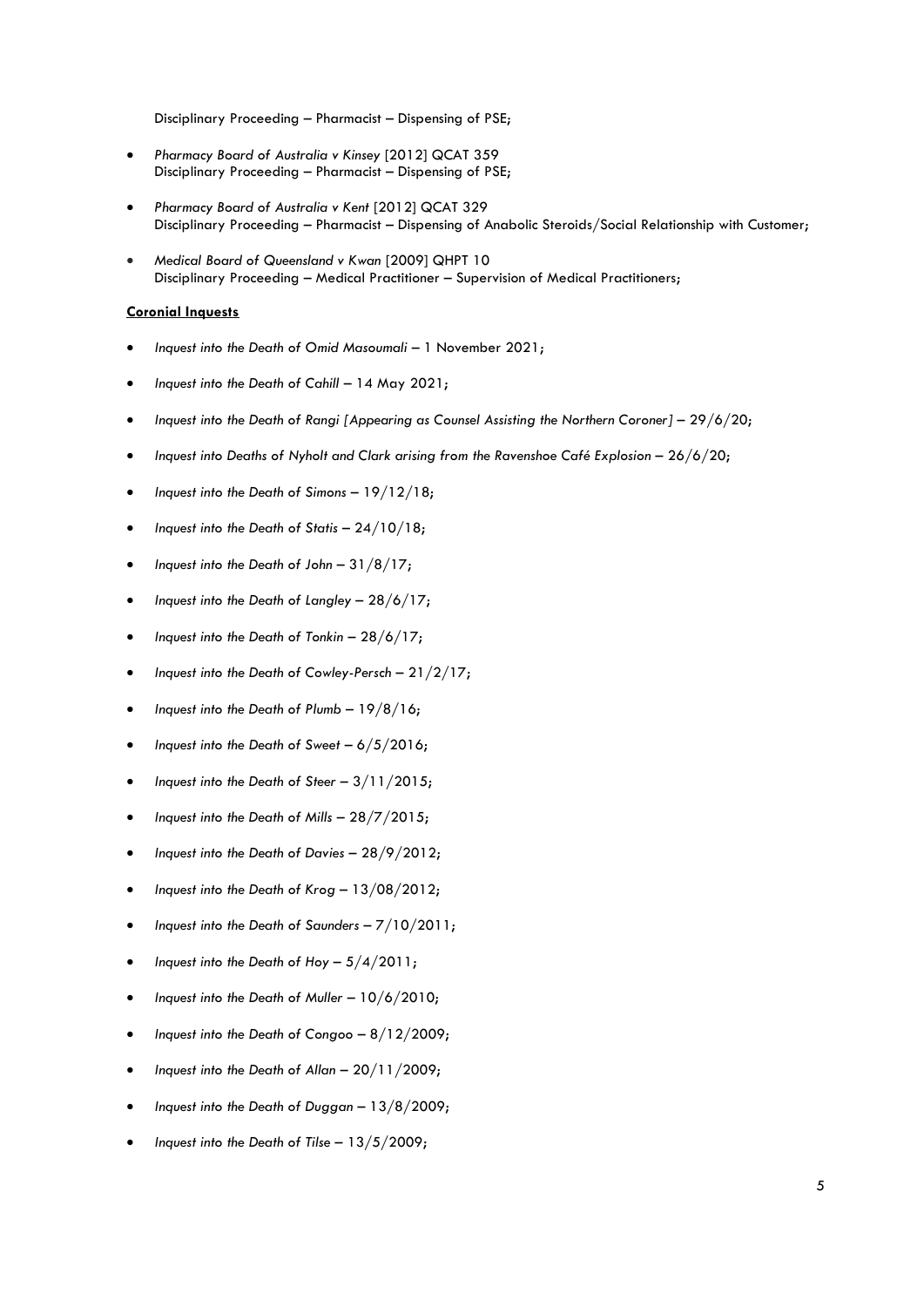Disciplinary Proceeding – Pharmacist – Dispensing of PSE;

- *Pharmacy Board of Australia v Kinsey* [2012] QCAT 359
  Disciplinary Proceeding – Pharmacist – Dispensing of PSE;

- *Pharmacy Board of Australia v Kent* [2012] QCAT 329
  Disciplinary Proceeding – Pharmacist – Dispensing of Anabolic Steroids/Social Relationship with Customer;

- *Medical Board of Queensland v Kwan* [2009] QHPT 10
  Disciplinary Proceeding – Medical Practitioner – Supervision of Medical Practitioners;

**Coronial Inquests**

- *Inquest into the Death of Omid Masoumali* – 1 November 2021;
- *Inquest into the Death of Cahill* – 14 May 2021;
- *Inquest into the Death of Rangi [Appearing as Counsel Assisting the Northern Coroner]* – 29/6/20;
- *Inquest into Deaths of Nyholt and Clark arising from the Ravenshoe Café Explosion* – 26/6/20;
- *Inquest into the Death of Simons* – 19/12/18;
- *Inquest into the Death of Statis* – 24/10/18;
- *Inquest into the Death of John* – 31/8/17;
- *Inquest into the Death of Langley* – 28/6/17;
- *Inquest into the Death of Tonkin* – 28/6/17;
- *Inquest into the Death of Cowley-Persch* – 21/2/17;
- *Inquest into the Death of Plumb* – 19/8/16;
- *Inquest into the Death of Sweet* – 6/5/2016;
- *Inquest into the Death of Steer* – 3/11/2015;
- *Inquest into the Death of Mills* – 28/7/2015;
- *Inquest into the Death of Davies* – 28/9/2012;
- *Inquest into the Death of Krog* – 13/08/2012;
- *Inquest into the Death of Saunders* – 7/10/2011;
- *Inquest into the Death of Hoy* – 5/4/2011;
- *Inquest into the Death of Muller* – 10/6/2010;
- *Inquest into the Death of Congoo* – 8/12/2009;
- *Inquest into the Death of Allan* – 20/11/2009;
- *Inquest into the Death of Duggan* – 13/8/2009;
- *Inquest into the Death of Tilse* – 13/5/2009;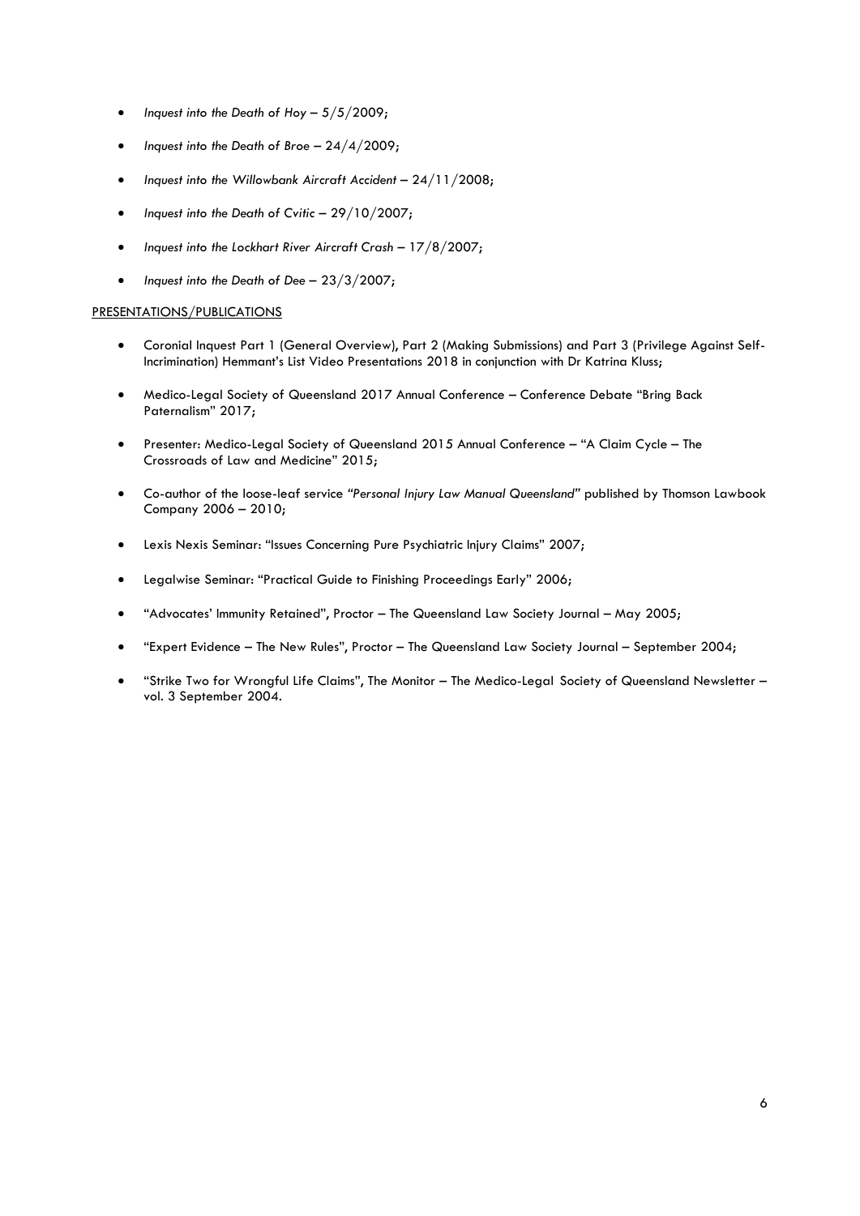- *Inquest into the Death of Hoy* – 5/5/2009;

- *Inquest into the Death of Broe* – 24/4/2009;

- *Inquest into the Willowbank Aircraft Accident* – 24/11/2008;

- *Inquest into the Death of Cvitic* – 29/10/2007;

- *Inquest into the Lockhart River Aircraft Crash* – 17/8/2007;

- *Inquest into the Death of Dee* – 23/3/2007;

<u>PRESENTATIONS/PUBLICATIONS</u>

- Coronial Inquest Part 1 (General Overview), Part 2 (Making Submissions) and Part 3 (Privilege Against Self-Incrimination) Hemmant's List Video Presentations 2018 in conjunction with Dr Katrina Kluss;

- Medico-Legal Society of Queensland 2017 Annual Conference – Conference Debate "Bring Back Paternalism" 2017;

- Presenter: Medico-Legal Society of Queensland 2015 Annual Conference – "A Claim Cycle – The Crossroads of Law and Medicine" 2015;

- Co-author of the loose-leaf service *"Personal Injury Law Manual Queensland"* published by Thomson Lawbook Company 2006 – 2010;

- Lexis Nexis Seminar: "Issues Concerning Pure Psychiatric Injury Claims" 2007;

- Legalwise Seminar: "Practical Guide to Finishing Proceedings Early" 2006;

- "Advocates' Immunity Retained", Proctor – The Queensland Law Society Journal – May 2005;

- "Expert Evidence – The New Rules", Proctor – The Queensland Law Society Journal – September 2004;

- "Strike Two for Wrongful Life Claims", The Monitor – The Medico-Legal Society of Queensland Newsletter – vol. 3 September 2004.